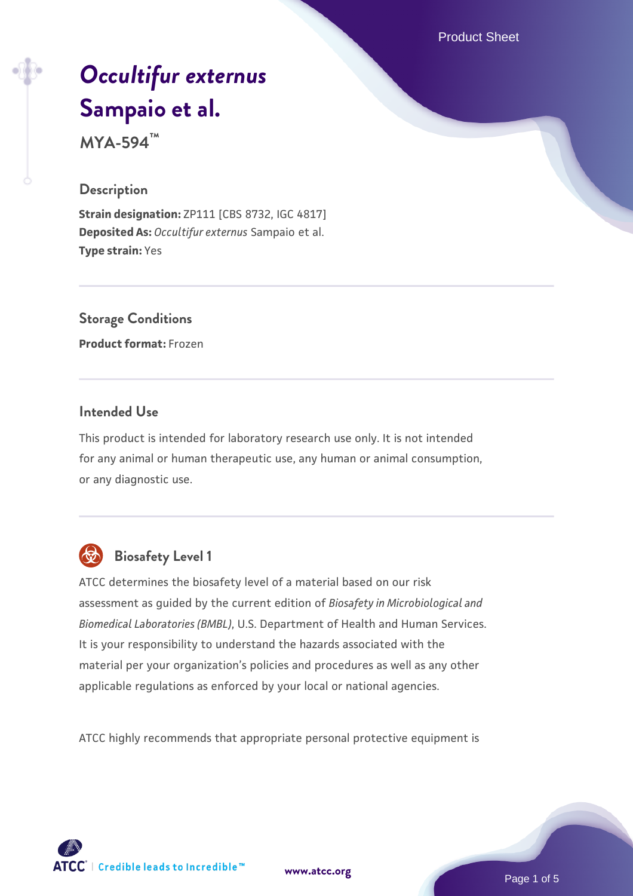# *Occultifur externus* Sampaio et al.

**MYA-594™**

## Description

**Strain designation:** ZP111 [CBS 8732, IGC 4817]
**Deposited As:** *Occultifur externus* Sampaio et al.
**Type strain:** Yes

## Storage Conditions

**Product format:** Frozen

## Intended Use

This product is intended for laboratory research use only. It is not intended for any animal or human therapeutic use, any human or animal consumption, or any diagnostic use.

## Biosafety Level 1

ATCC determines the biosafety level of a material based on our risk assessment as guided by the current edition of *Biosafety in Microbiological and Biomedical Laboratories (BMBL)*, U.S. Department of Health and Human Services. It is your responsibility to understand the hazards associated with the material per your organization's policies and procedures as well as any other applicable regulations as enforced by your local or national agencies.

ATCC highly recommends that appropriate personal protective equipment is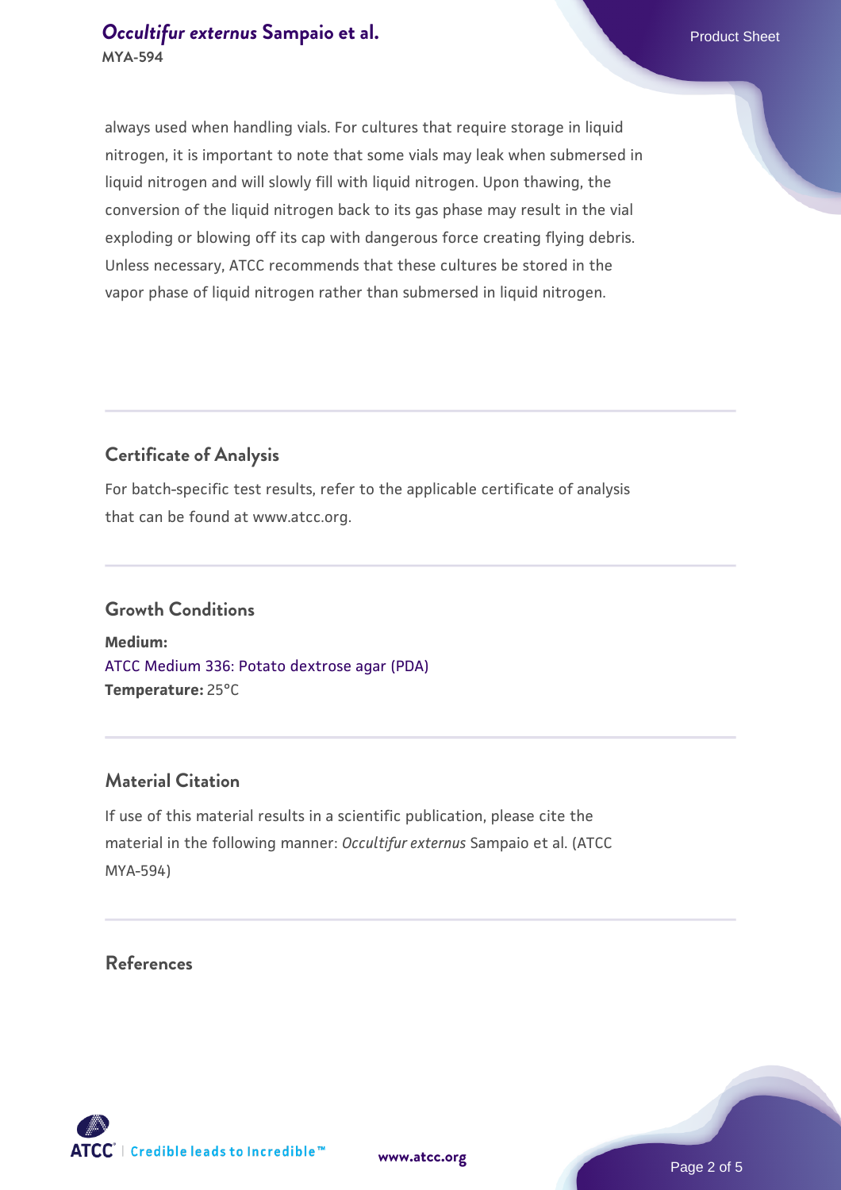always used when handling vials. For cultures that require storage in liquid nitrogen, it is important to note that some vials may leak when submersed in liquid nitrogen and will slowly fill with liquid nitrogen. Upon thawing, the conversion of the liquid nitrogen back to its gas phase may result in the vial exploding or blowing off its cap with dangerous force creating flying debris. Unless necessary, ATCC recommends that these cultures be stored in the vapor phase of liquid nitrogen rather than submersed in liquid nitrogen.

## Certificate of Analysis

For batch-specific test results, refer to the applicable certificate of analysis that can be found at www.atcc.org.

## Growth Conditions

**Medium:**
ATCC Medium 336: Potato dextrose agar (PDA)
**Temperature:** 25°C

## Material Citation

If use of this material results in a scientific publication, please cite the material in the following manner: *Occultifur externus* Sampaio et al. (ATCC MYA-594)

## References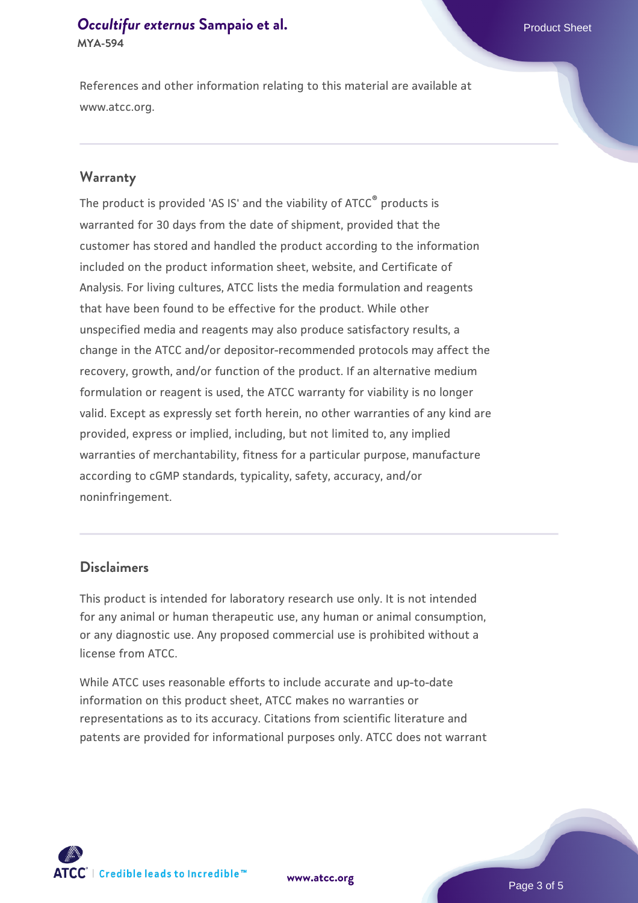References and other information relating to this material are available at www.atcc.org.

## Warranty

The product is provided 'AS IS' and the viability of ATCC® products is warranted for 30 days from the date of shipment, provided that the customer has stored and handled the product according to the information included on the product information sheet, website, and Certificate of Analysis. For living cultures, ATCC lists the media formulation and reagents that have been found to be effective for the product. While other unspecified media and reagents may also produce satisfactory results, a change in the ATCC and/or depositor-recommended protocols may affect the recovery, growth, and/or function of the product. If an alternative medium formulation or reagent is used, the ATCC warranty for viability is no longer valid. Except as expressly set forth herein, no other warranties of any kind are provided, express or implied, including, but not limited to, any implied warranties of merchantability, fitness for a particular purpose, manufacture according to cGMP standards, typicality, safety, accuracy, and/or noninfringement.

## Disclaimers

This product is intended for laboratory research use only. It is not intended for any animal or human therapeutic use, any human or animal consumption, or any diagnostic use. Any proposed commercial use is prohibited without a license from ATCC.

While ATCC uses reasonable efforts to include accurate and up-to-date information on this product sheet, ATCC makes no warranties or representations as to its accuracy. Citations from scientific literature and patents are provided for informational purposes only. ATCC does not warrant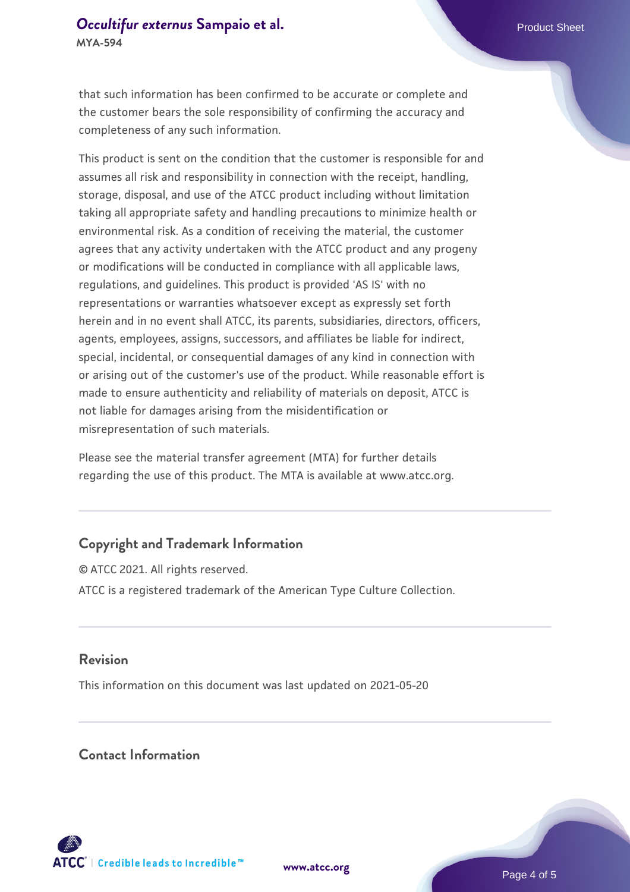that such information has been confirmed to be accurate or complete and the customer bears the sole responsibility of confirming the accuracy and completeness of any such information.

This product is sent on the condition that the customer is responsible for and assumes all risk and responsibility in connection with the receipt, handling, storage, disposal, and use of the ATCC product including without limitation taking all appropriate safety and handling precautions to minimize health or environmental risk. As a condition of receiving the material, the customer agrees that any activity undertaken with the ATCC product and any progeny or modifications will be conducted in compliance with all applicable laws, regulations, and guidelines. This product is provided 'AS IS' with no representations or warranties whatsoever except as expressly set forth herein and in no event shall ATCC, its parents, subsidiaries, directors, officers, agents, employees, assigns, successors, and affiliates be liable for indirect, special, incidental, or consequential damages of any kind in connection with or arising out of the customer's use of the product. While reasonable effort is made to ensure authenticity and reliability of materials on deposit, ATCC is not liable for damages arising from the misidentification or misrepresentation of such materials.

Please see the material transfer agreement (MTA) for further details regarding the use of this product. The MTA is available at www.atcc.org.

## Copyright and Trademark Information

© ATCC 2021. All rights reserved.

ATCC is a registered trademark of the American Type Culture Collection.

## Revision

This information on this document was last updated on 2021-05-20

## Contact Information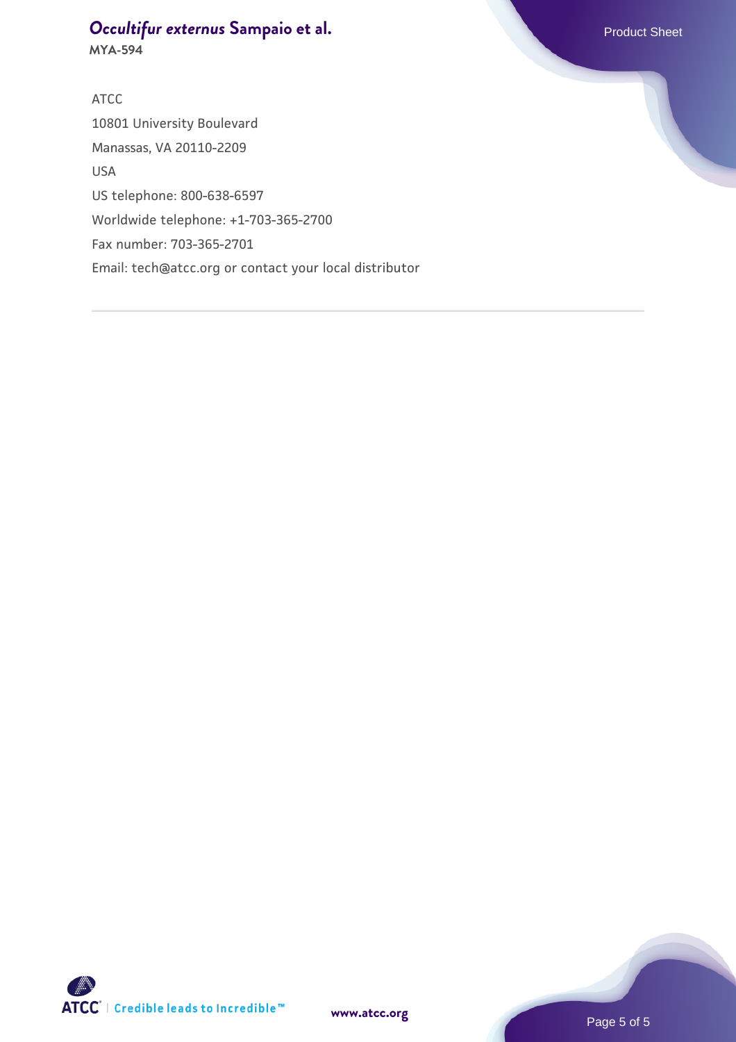ATCC

10801 University Boulevard

Manassas, VA 20110-2209

USA

US telephone: 800-638-6597

Worldwide telephone: +1-703-365-2700

Fax number: 703-365-2701

Email: tech@atcc.org or contact your local distributor